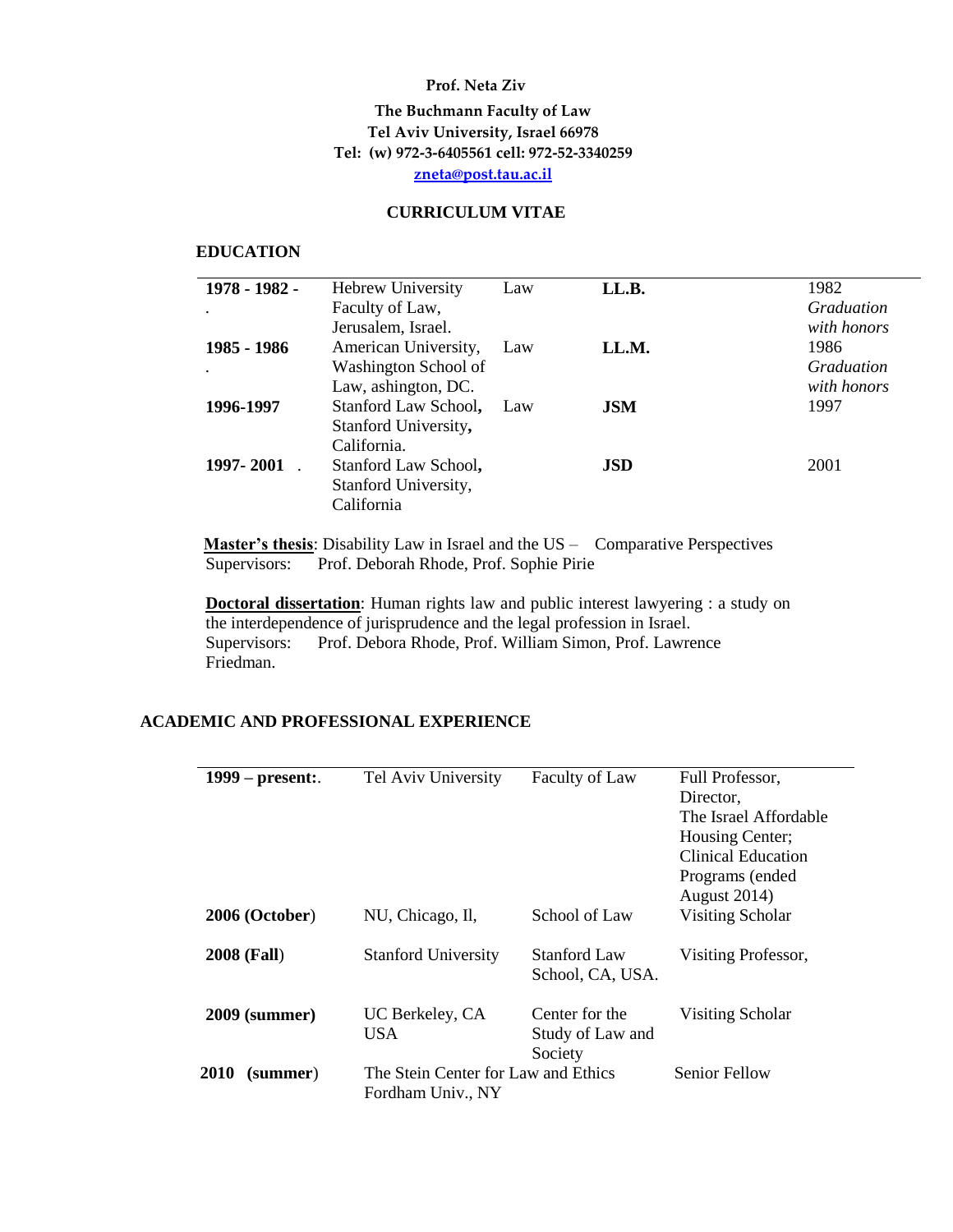**Prof. Neta Ziv**

**The Buchmann Faculty of Law**
**Tel Aviv University, Israel 66978**
**Tel: (w) 972-3-6405561 cell: 972-52-3340259**
**zneta@post.tau.ac.il**

## CURRICULUM VITAE

### EDUCATION

| | | | | |
|---|---|---|---|---|
| **1978 - 1982 -** . | Hebrew University Faculty of Law, Jerusalem, Israel. | Law | **LL.B.** | 1982 *Graduation with honors* |
| **1985 - 1986** . | American University, Washington School of Law, ashington, DC. | Law | **LL.M.** | 1986 *Graduation with honors* |
| **1996-1997** | Stanford Law School**,** Stanford University**,** California. | Law | **JSM** | 1997 |
| **1997- 2001** . | Stanford Law School**,** Stanford University, California | | **JSD** | 2001 |

**Master's thesis**: Disability Law in Israel and the US – Comparative Perspectives
Supervisors: Prof. Deborah Rhode, Prof. Sophie Pirie

**Doctoral dissertation**: Human rights law and public interest lawyering : a study on the interdependence of jurisprudence and the legal profession in Israel.
Supervisors: Prof. Debora Rhode, Prof. William Simon, Prof. Lawrence Friedman.

### ACADEMIC AND PROFESSIONAL EXPERIENCE

| | | | |
|---|---|---|---|
| **1999 – present:**. | Tel Aviv University | Faculty of Law | Full Professor, Director, The Israel Affordable Housing Center; Clinical Education Programs (ended August 2014) |
| **2006 (October**) | NU, Chicago, Il, | School of Law | Visiting Scholar |
| **2008 (Fall**) | Stanford University | Stanford Law School, CA, USA. | Visiting Professor, |
| **2009 (summer)** | UC Berkeley, CA USA | Center for the Study of Law and Society | Visiting Scholar |
| **2010 (summer**) | The Stein Center for Law and Ethics Fordham Univ., NY | | Senior Fellow |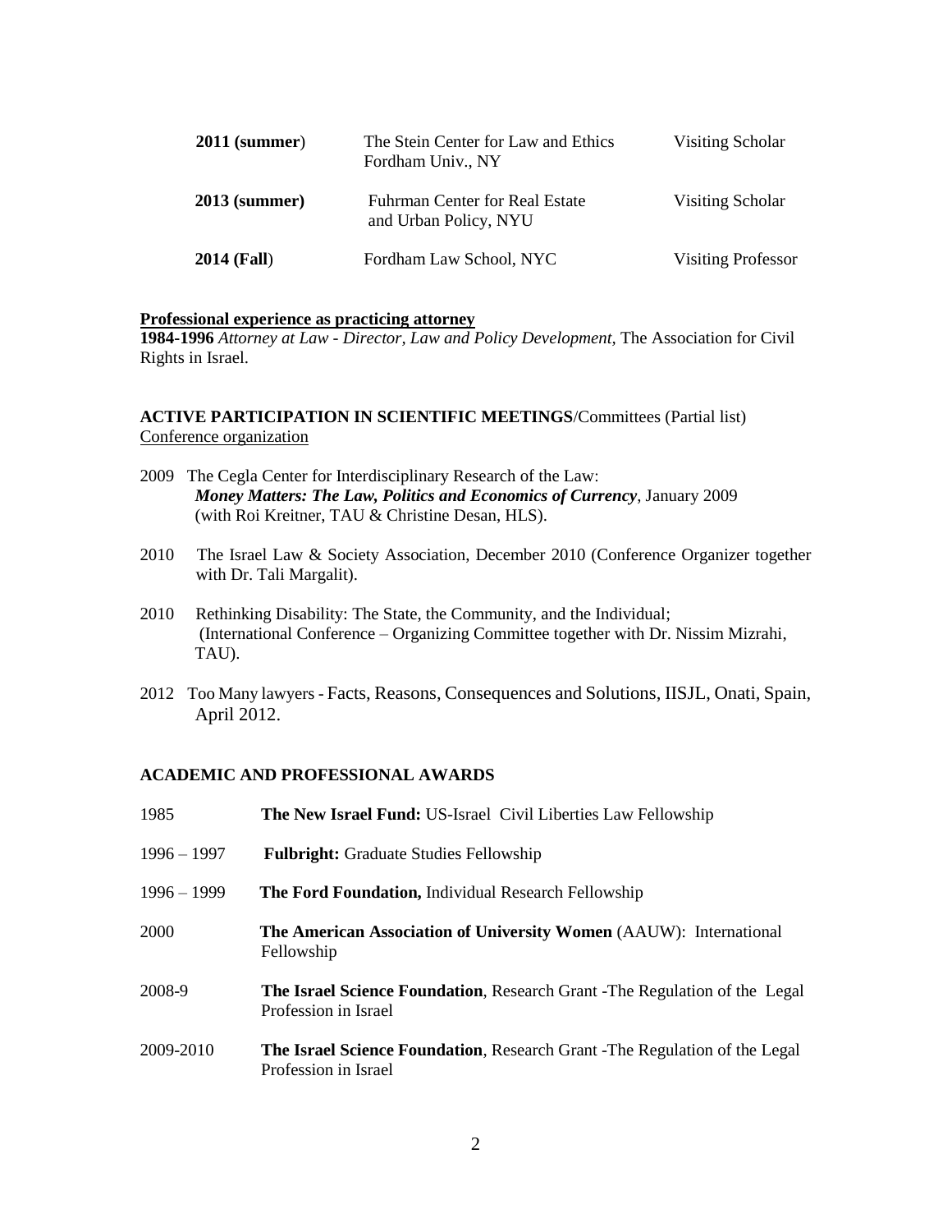| | | |
|---|---|---|
| **2011 (summer**) | The Stein Center for Law and Ethics Fordham Univ., NY | Visiting Scholar |
| **2013 (summer)** | Fuhrman Center for Real Estate and Urban Policy, NYU | Visiting Scholar |
| **2014 (Fall**) | Fordham Law School, NYC | Visiting Professor |

**Professional experience as practicing attorney**

**1984-1996** *Attorney at Law - Director, Law and Policy Development,* The Association for Civil Rights in Israel.

**ACTIVE PARTICIPATION IN SCIENTIFIC MEETINGS**/Committees (Partial list)

Conference organization

- 2009 The Cegla Center for Interdisciplinary Research of the Law: ***Money Matters: The Law, Politics and Economics of Currency***, January 2009 (with Roi Kreitner, TAU & Christine Desan, HLS).
- 2010 The Israel Law & Society Association, December 2010 (Conference Organizer together with Dr. Tali Margalit).
- 2010 Rethinking Disability: The State, the Community, and the Individual; (International Conference – Organizing Committee together with Dr. Nissim Mizrahi, TAU).
- 2012 Too Many lawyers - Facts, Reasons, Consequences and Solutions, IISJL, Onati, Spain, April 2012.

**ACADEMIC AND PROFESSIONAL AWARDS**

| | |
|---|---|
| 1985 | **The New Israel Fund:** US-Israel Civil Liberties Law Fellowship |
| 1996 – 1997 | **Fulbright:** Graduate Studies Fellowship |
| 1996 – 1999 | **The Ford Foundation,** Individual Research Fellowship |
| 2000 | **The American Association of University Women** (AAUW): International Fellowship |
| 2008-9 | **The Israel Science Foundation**, Research Grant -The Regulation of the Legal Profession in Israel |
| 2009-2010 | **The Israel Science Foundation**, Research Grant -The Regulation of the Legal Profession in Israel |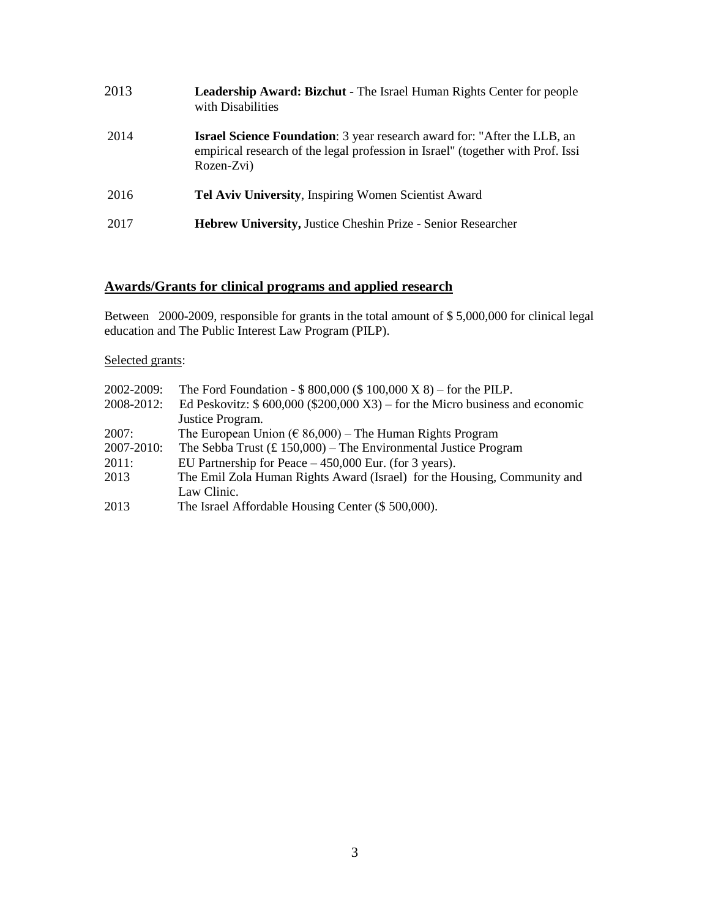| | |
|---|---|
| 2013 | **Leadership Award: Bizchut** - The Israel Human Rights Center for people with Disabilities |
| 2014 | **Israel Science Foundation**: 3 year research award for: "After the LLB, an empirical research of the legal profession in Israel" (together with Prof. Issi Rozen-Zvi) |
| 2016 | **Tel Aviv University**, Inspiring Women Scientist Award |
| 2017 | **Hebrew University,** Justice Cheshin Prize - Senior Researcher |

## Awards/Grants for clinical programs and applied research

Between 2000-2009, responsible for grants in the total amount of $ 5,000,000 for clinical legal education and The Public Interest Law Program (PILP).

Selected grants:

| | |
|---|---|
| 2002-2009: | The Ford Foundation - $ 800,000 ($ 100,000 X 8) – for the PILP. |
| 2008-2012: | Ed Peskovitz: $ 600,000 ($200,000 X3) – for the Micro business and economic Justice Program. |
| 2007: | The European Union (€ 86,000) – The Human Rights Program |
| 2007-2010: | The Sebba Trust (£ 150,000) – The Environmental Justice Program |
| 2011: | EU Partnership for Peace – 450,000 Eur. (for 3 years). |
| 2013 | The Emil Zola Human Rights Award (Israel) for the Housing, Community and Law Clinic. |
| 2013 | The Israel Affordable Housing Center ($ 500,000). |